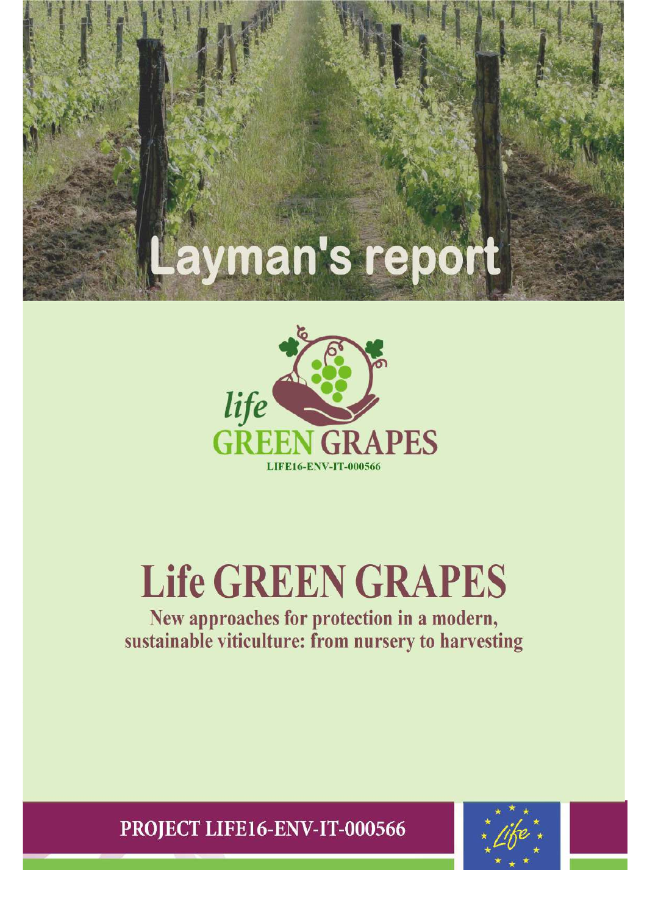# Layman's report

life
GREEN GRAPES
LIFE16-ENV-IT-000566

# Life GREEN GRAPES

## New approaches for protection in a modern, sustainable viticulture: from nursery to harvesting

**PROJECT LIFE16-ENV-IT-000566**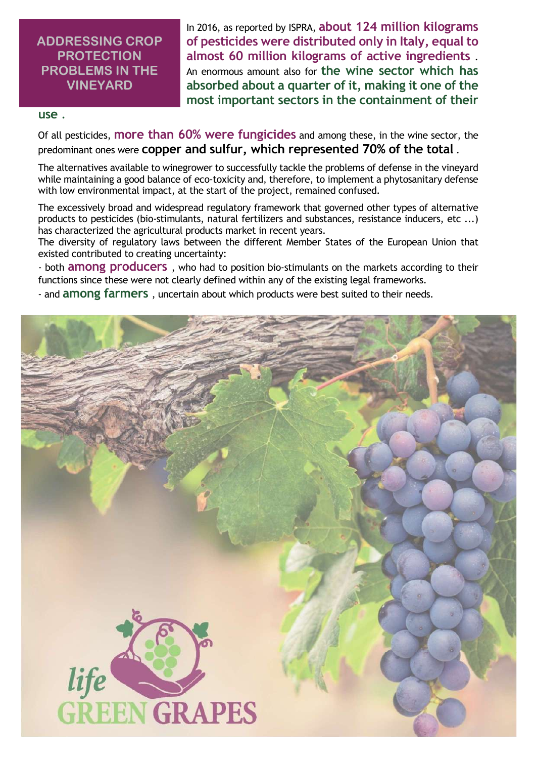## ADDRESSING CROP PROTECTION PROBLEMS IN THE VINEYARD

In 2016, as reported by ISPRA, **about 124 million kilograms of pesticides were distributed only in Italy, equal to almost 60 million kilograms of active ingredients** . An enormous amount also for **the wine sector which has absorbed about a quarter of it, making it one of the most important sectors in the containment of their use** .

Of all pesticides, **more than 60% were fungicides** and among these, in the wine sector, the predominant ones were **copper and sulfur, which represented 70% of the total** .

The alternatives available to winegrower to successfully tackle the problems of defense in the vineyard while maintaining a good balance of eco-toxicity and, therefore, to implement a phytosanitary defense with low environmental impact, at the start of the project, remained confused.

The excessively broad and widespread regulatory framework that governed other types of alternative products to pesticides (bio-stimulants, natural fertilizers and substances, resistance inducers, etc ...) has characterized the agricultural products market in recent years.

The diversity of regulatory laws between the different Member States of the European Union that existed contributed to creating uncertainty:

- both **among producers** , who had to position bio-stimulants on the markets according to their functions since these were not clearly defined within any of the existing legal frameworks.
- and **among farmers** , uncertain about which products were best suited to their needs.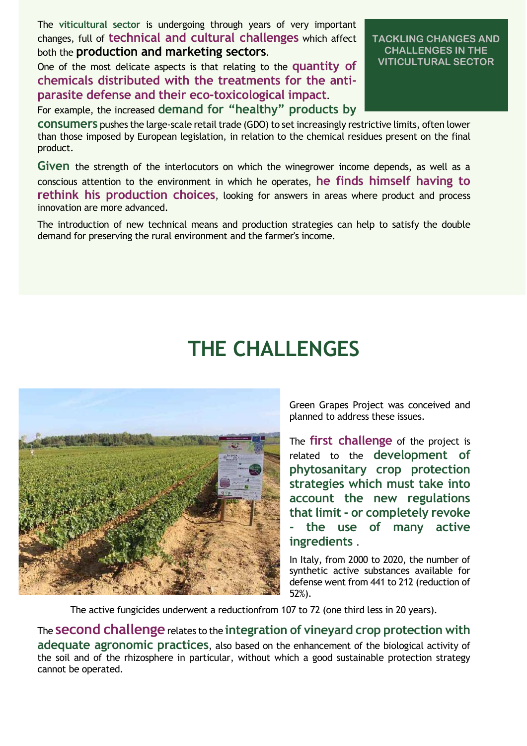## TACKLING CHANGES AND CHALLENGES IN THE VITICULTURAL SECTOR

The **viticultural sector** is undergoing through years of very important changes, full of **technical and cultural challenges** which affect both the **production and marketing sectors**.

One of the most delicate aspects is that relating to the **quantity of chemicals distributed with the treatments for the anti-parasite defense and their eco-toxicological impact**.

For example, the increased **demand for "healthy" products by consumers** pushes the large-scale retail trade (GDO) to set increasingly restrictive limits, often lower than those imposed by European legislation, in relation to the chemical residues present on the final product.

**Given** the strength of the interlocutors on which the winegrower income depends, as well as a conscious attention to the environment in which he operates, **he finds himself having to rethink his production choices**, looking for answers in areas where product and process innovation are more advanced.

The introduction of new technical means and production strategies can help to satisfy the double demand for preserving the rural environment and the farmer's income.

# THE CHALLENGES

Green Grapes Project was conceived and planned to address these issues.

The **first challenge** of the project is related to the **development of phytosanitary crop protection strategies which must take into account the new regulations that limit - or completely revoke - the use of many active ingredients** .

In Italy, from 2000 to 2020, the number of synthetic active substances available for defense went from 441 to 212 (reduction of 52%).

The active fungicides underwent a reductionfrom 107 to 72 (one third less in 20 years).

The **second challenge** relates to the **integration of vineyard crop protection with adequate agronomic practices**, also based on the enhancement of the biological activity of the soil and of the rhizosphere in particular, without which a good sustainable protection strategy cannot be operated.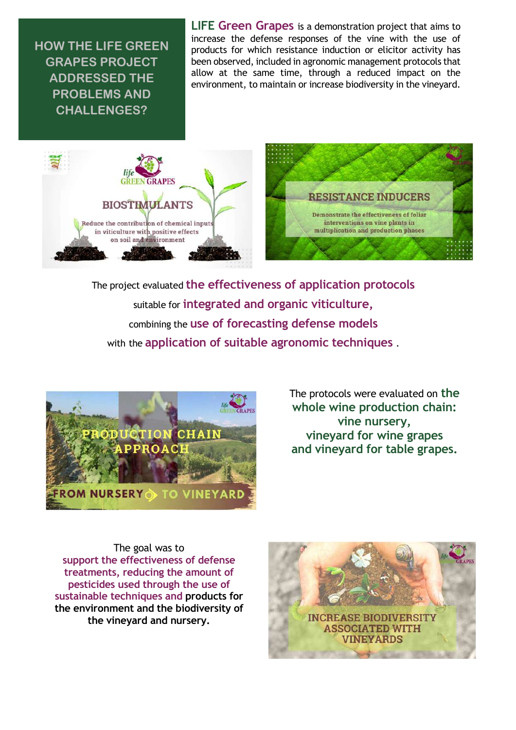# HOW THE LIFE GREEN GRAPES PROJECT ADDRESSED THE PROBLEMS AND CHALLENGES?

**LIFE Green Grapes** is a demonstration project that aims to increase the defense responses of the vine with the use of products for which resistance induction or elicitor activity has been observed, included in agronomic management protocols that allow at the same time, through a reduced impact on the environment, to maintain or increase biodiversity in the vineyard.

life GREEN GRAPES

BIOSTIMULANTS

Reduce the contribution of chemical inputs in viticulture with positive effects on soil and environment

RESISTANCE INDUCERS

Demonstrate the effectiveness of foliar interventions on vine plants in multiplication and production phases

The project evaluated **the effectiveness of application protocols** suitable for **integrated and organic viticulture,** combining the **use of forecasting defense models** with the **application of suitable agronomic techniques** .

PRODUCTION CHAIN APPROACH

FROM NURSERY TO VINEYARD

The protocols were evaluated on **the whole wine production chain: vine nursery, vineyard for wine grapes and vineyard for table grapes.**

The goal was to **support the effectiveness of defense treatments, reducing the amount of pesticides used through the use of sustainable techniques and products for the environment and the biodiversity of the vineyard and nursery.**

INCREASE BIODIVERSITY ASSOCIATED WITH VINEYARDS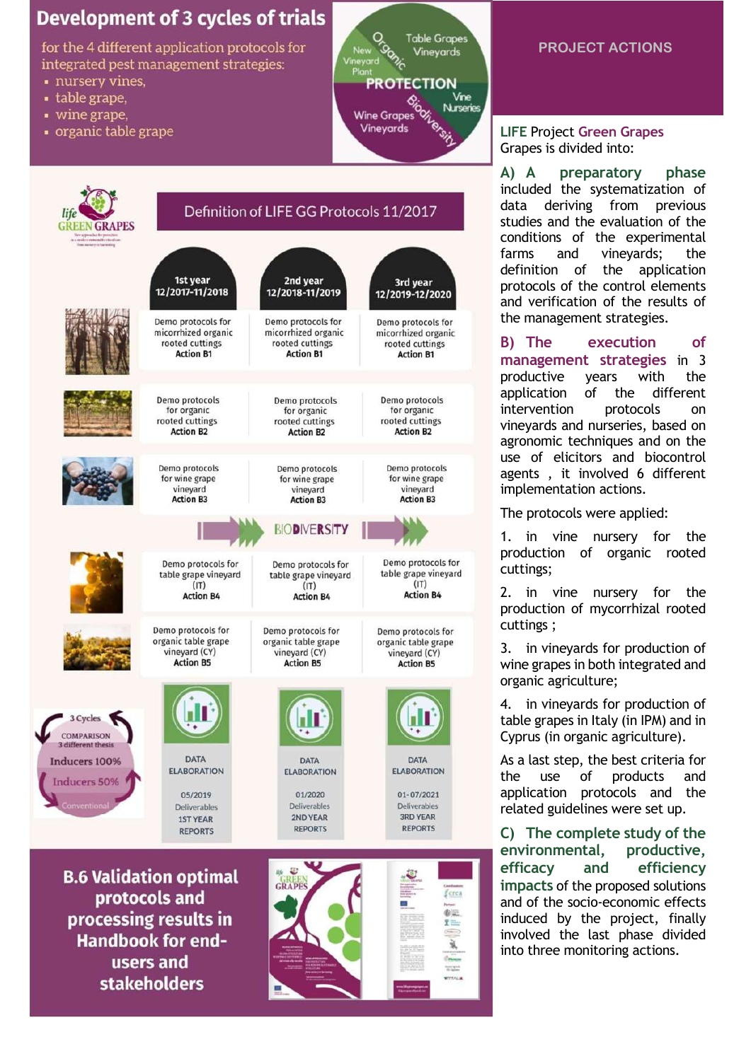# Development of 3 cycles of trials

for the 4 different application protocols for integrated pest management strategies:

- nursery vines,
- table grape,
- wine grape,
- organic table grape

New Vineyard Plant — Organic — Table Grapes Vineyards — PROTECTION — Vine Nurseries — Biodiversity — Wine Grapes Vineyards

life GREEN GRAPES

## Definition of LIFE GG Protocols 11/2017

| 1st year 12/2017-11/2018 | 2nd year 12/2018-11/2019 | 3rd year 12/2019-12/2020 |
|---|---|---|
| Demo protocols for micorrhized organic rooted cuttings Action B1 | Demo protocols for micorrhized organic rooted cuttings Action B1 | Demo protocols for micorrhized organic rooted cuttings Action B1 |
| Demo protocols for organic rooted cuttings Action B2 | Demo protocols for organic rooted cuttings Action B2 | Demo protocols for organic rooted cuttings Action B2 |
| Demo protocols for wine grape vineyard Action B3 | Demo protocols for wine grape vineyard Action B3 | Demo protocols for wine grape vineyard Action B3 |
| Demo protocols for table grape vineyard (IT) Action B4 | Demo protocols for table grape vineyard (IT) Action B4 | Demo protocols for table grape vineyard (IT) Action B4 |
| Demo protocols for organic table grape vineyard (CY) Action B5 | Demo protocols for organic table grape vineyard (CY) Action B5 | Demo protocols for organic table grape vineyard (CY) Action B5 |
| DATA ELABORATION 05/2019 Deliverables 1ST YEAR REPORTS | DATA ELABORATION 01/2020 Deliverables 2ND YEAR REPORTS | DATA ELABORATION 01-07/2021 Deliverables 3RD YEAR REPORTS |

BIODIVERSITY

3 Cycles COMPARISON 3 different thesis: Inducers 100%, Inducers 50%, Conventional

## B.6 Validation optimal protocols and processing results in Handbook for end-users and stakeholders

## PROJECT ACTIONS

**LIFE** Project **Green Grapes** is divided into:

**A) A preparatory phase** included the systematization of data deriving from previous studies and the evaluation of the conditions of the experimental farms and vineyards; the definition of the application protocols of the control elements and verification of the results of the management strategies.

**B) The execution of management strategies** in 3 productive years with the application of the different intervention protocols on vineyards and nurseries, based on agronomic techniques and on the use of elicitors and biocontrol agents , it involved 6 different implementation actions.

The protocols were applied:

1. in vine nursery for the production of organic rooted cuttings;
2. in vine nursery for the production of mycorrhizal rooted cuttings ;
3. in vineyards for production of wine grapes in both integrated and organic agriculture;
4. in vineyards for production of table grapes in Italy (in IPM) and in Cyprus (in organic agriculture).

As a last step, the best criteria for the use of products and application protocols and the related guidelines were set up.

**C) The complete study of the environmental, productive, efficacy and efficiency impacts** of the proposed solutions and of the socio-economic effects induced by the project, finally involved the last phase divided into three monitoring actions.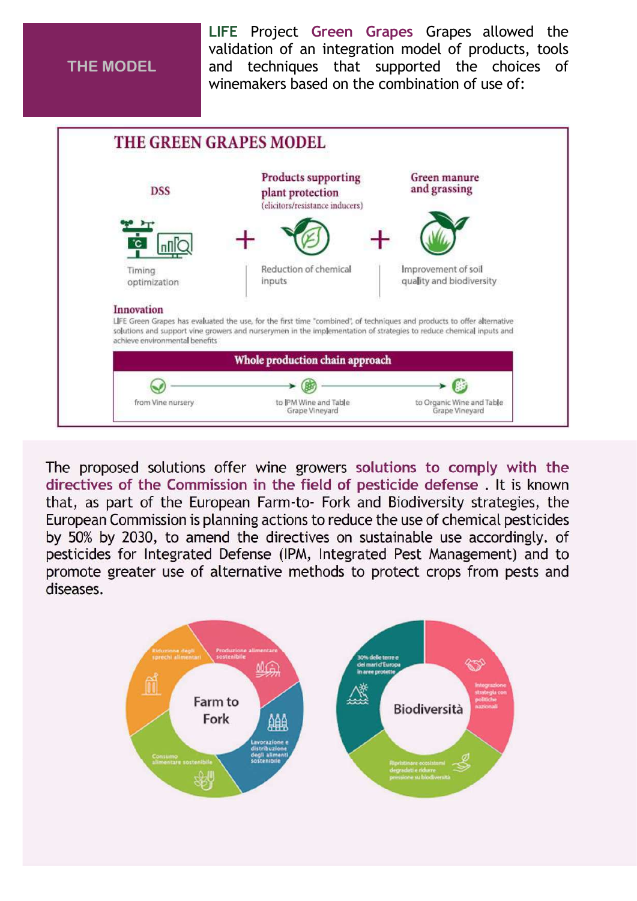## THE MODEL

**LIFE** Project **Green Grapes** Grapes allowed the validation of an integration model of products, tools and techniques that supported the choices of winemakers based on the combination of use of:

### THE GREEN GRAPES MODEL

**DSS** — Timing optimization

\+

**Products supporting plant protection** (elicitors/resistance inducers) — Reduction of chemical inputs

\+

**Green manure and grassing** — Improvement of soil quality and biodiversity

**Innovation**

LIFE Green Grapes has evaluated the use, for the first time "combined", of techniques and products to offer alternative solutions and support vine growers and nurserymen in the implementation of strategies to reduce chemical inputs and achieve environmental benefits

**Whole production chain approach**

from Vine nursery → to IPM Wine and Table Grape Vineyard → to Organic Wine and Table Grape Vineyard

The proposed solutions offer wine growers **solutions to comply with the directives of the Commission in the field of pesticide defense** . It is known that, as part of the European Farm-to- Fork and Biodiversity strategies, the European Commission is planning actions to reduce the use of chemical pesticides by 50% by 2030, to amend the directives on sustainable use accordingly. of pesticides for Integrated Defense (IPM, Integrated Pest Management) and to promote greater use of alternative methods to protect crops from pests and diseases.

**Farm to Fork**

- Riduzione degli sprechi alimentari
- Produzione alimentare sostenibile
- Lavorazione e distribuzione degli alimenti sostenibile
- Consumo alimentare sostenibile

**Biodiversità**

- 30% delle terre e dei mari d'Europa in aree protette
- Integrazione strategia con politiche nazionali
- Ripristinare ecosistemi degradati e ridurre pressione sui biodiversità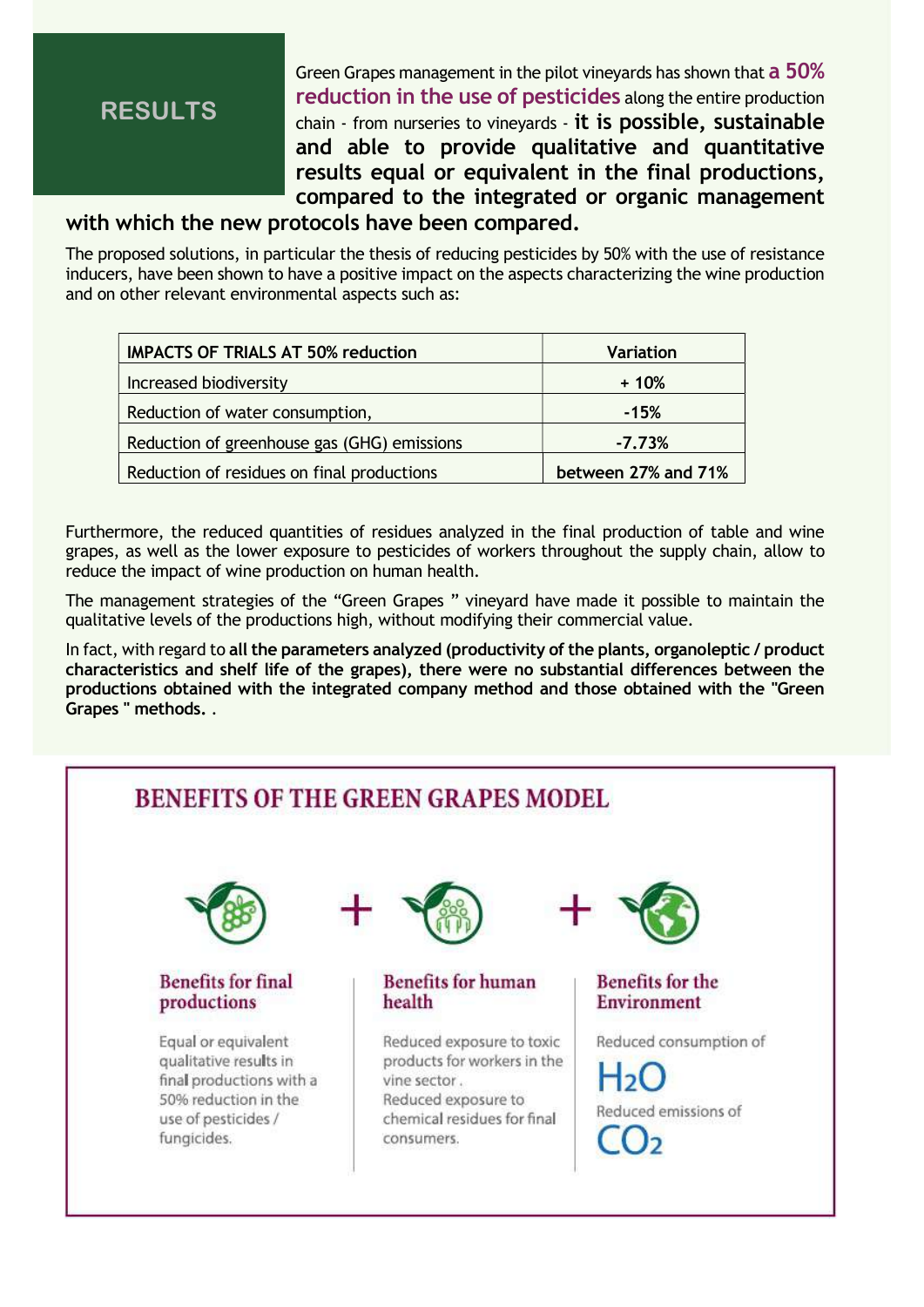## RESULTS

Green Grapes management in the pilot vineyards has shown that **a 50% reduction in the use of pesticides** along the entire production chain - from nurseries to vineyards - **it is possible, sustainable and able to provide qualitative and quantitative results equal or equivalent in the final productions, compared to the integrated or organic management with which the new protocols have been compared.**

The proposed solutions, in particular the thesis of reducing pesticides by 50% with the use of resistance inducers, have been shown to have a positive impact on the aspects characterizing the wine production and on other relevant environmental aspects such as:

| IMPACTS OF TRIALS AT 50% reduction | Variation |
| --- | --- |
| Increased biodiversity | + 10% |
| Reduction of water consumption, | -15% |
| Reduction of greenhouse gas (GHG) emissions | -7.73% |
| Reduction of residues on final productions | between 27% and 71% |

Furthermore, the reduced quantities of residues analyzed in the final production of table and wine grapes, as well as the lower exposure to pesticides of workers throughout the supply chain, allow to reduce the impact of wine production on human health.

The management strategies of the "Green Grapes " vineyard have made it possible to maintain the qualitative levels of the productions high, without modifying their commercial value.

In fact, with regard to **all the parameters analyzed (productivity of the plants, organoleptic / product characteristics and shelf life of the grapes), there were no substantial differences between the productions obtained with the integrated company method and those obtained with the "Green Grapes " methods.** .

## BENEFITS OF THE GREEN GRAPES MODEL

### Benefits for final productions

Equal or equivalent qualitative results in final productions with a 50% reduction in the use of pesticides / fungicides.

+

### Benefits for human health

Reduced exposure to toxic products for workers in the vine sector .
Reduced exposure to chemical residues for final consumers.

+

### Benefits for the Environment

Reduced consumption of $H_2O$

Reduced emissions of $CO_2$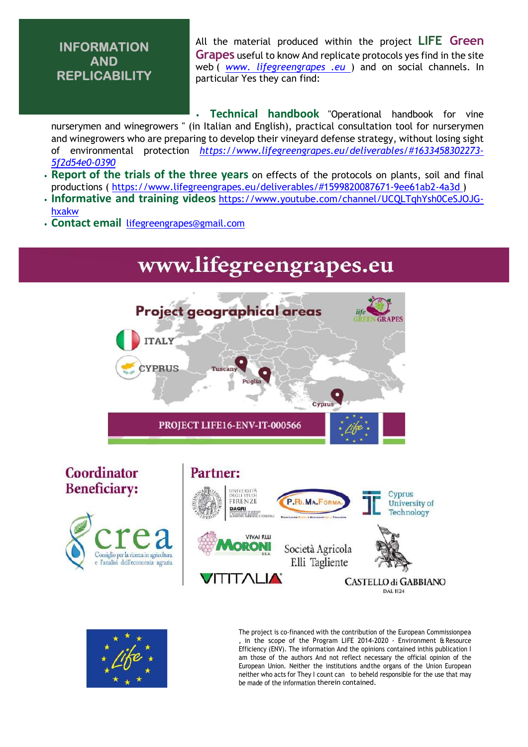## INFORMATION AND REPLICABILITY

All the material produced within the project **LIFE Green Grapes** useful to know And replicate protocols yes find in the site web ( *www. lifegreengrapes .eu* ) and on social channels. In particular Yes they can find:

- **Technical handbook** "Operational handbook for vine nurserymen and winegrowers " (in Italian and English), practical consultation tool for nurserymen and winegrowers who are preparing to develop their vineyard defense strategy, without losing sight of environmental protection *https://www.lifegreengrapes.eu/deliverables/#1633458302273-5f2d54e0-0390*
- **Report of the trials of the three years** on effects of the protocols on plants, soil and final productions ( https://www.lifegreengrapes.eu/deliverables/#1599820087671-9ee61ab2-4a3d )
- **Informative and training videos** https://www.youtube.com/channel/UCQLTqhYsh0CeSJOJG-hxakw
- **Contact email** lifegreengrapes@gmail.com

# www.lifegreengrapes.eu

Project geographical areas

ITALY

CYPRUS

Tuscany

Puglia

Cyprus

life GREEN GRAPES

PROJECT LIFE16-ENV-IT-000566

**Coordinator Beneficiary:**

crea Consiglio per la ricerca in agricoltura e l'analisi dell'economia agraria

**Partner:**

Università degli Studi Firenze DAGRI

P.Ri.Ma.Forma

Cyprus University of Technology

Vivai F.lli Moroni

Società Agricola F.lli Tagliente

Vititalia

Castello di Gabbiano dal 1124

The project is co-financed with the contribution of the European Commissionpea , in the scope of the Program LIFE 2014-2020 - Environment & Resource Efficiency (ENV). The information And the opinions contained inthis publication I am those of the authors And not reflect necessary the official opinion of the European Union. Neither the institutions andthe organs of the Union European neither who acts for They I count can to beheld responsible for the use that may be made of the information therein contained.